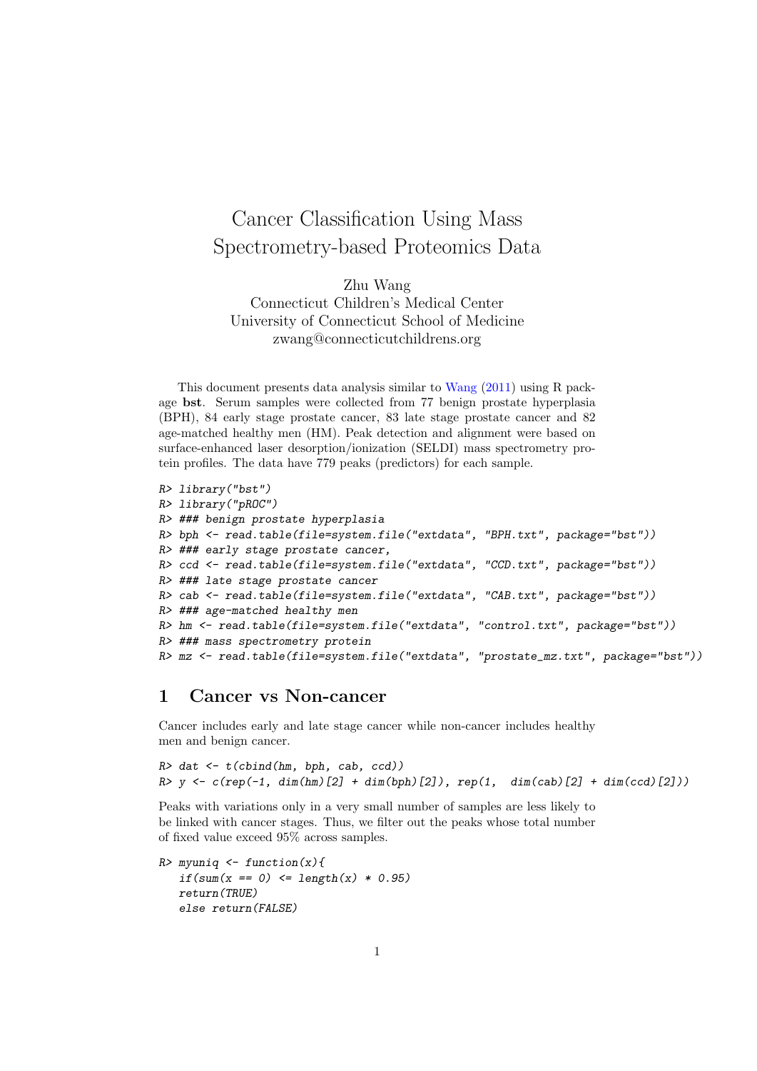# Cancer Classification Using Mass Spectrometry-based Proteomics Data

Zhu Wang
Connecticut Children's Medical Center
University of Connecticut School of Medicine
zwang@connecticutchildrens.org

This document presents data analysis similar to Wang (2011) using R package **bst**. Serum samples were collected from 77 benign prostate hyperplasia (BPH), 84 early stage prostate cancer, 83 late stage prostate cancer and 82 age-matched healthy men (HM). Peak detection and alignment were based on surface-enhanced laser desorption/ionization (SELDI) mass spectrometry protein profiles. The data have 779 peaks (predictors) for each sample.

```
R> library("bst")
R> library("pROC")
R> ### benign prostate hyperplasia
R> bph <- read.table(file=system.file("extdata", "BPH.txt", package="bst"))
R> ### early stage prostate cancer,
R> ccd <- read.table(file=system.file("extdata", "CCD.txt", package="bst"))
R> ### late stage prostate cancer
R> cab <- read.table(file=system.file("extdata", "CAB.txt", package="bst"))
R> ### age-matched healthy men
R> hm <- read.table(file=system.file("extdata", "control.txt", package="bst"))
R> ### mass spectrometry protein
R> mz <- read.table(file=system.file("extdata", "prostate_mz.txt", package="bst"))
```

## 1 Cancer vs Non-cancer

Cancer includes early and late stage cancer while non-cancer includes healthy men and benign cancer.

```
R> dat <- t(cbind(hm, bph, cab, ccd))
R> y <- c(rep(-1, dim(hm)[2] + dim(bph)[2]), rep(1,  dim(cab)[2] + dim(ccd)[2]))
```

Peaks with variations only in a very small number of samples are less likely to be linked with cancer stages. Thus, we filter out the peaks whose total number of fixed value exceed 95% across samples.

```
R> myuniq <- function(x){
   if(sum(x == 0) <= length(x) * 0.95)
   return(TRUE)
   else return(FALSE)
```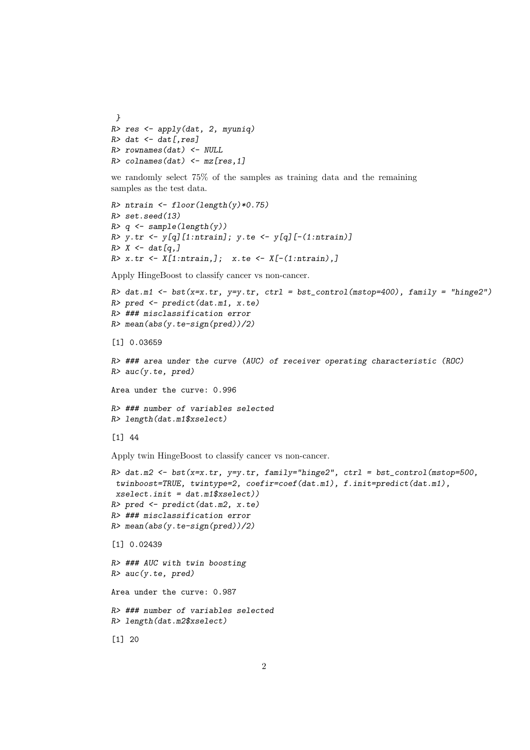```
 }
R> res <- apply(dat, 2, myuniq)
R> dat <- dat[,res]
R> rownames(dat) <- NULL
R> colnames(dat) <- mz[res,1]
```

we randomly select 75% of the samples as training data and the remaining samples as the test data.

```
R> ntrain <- floor(length(y)*0.75)
R> set.seed(13)
R> q <- sample(length(y))
R> y.tr <- y[q][1:ntrain]; y.te <- y[q][-(1:ntrain)]
R> X <- dat[q,]
R> x.tr <- X[1:ntrain,];  x.te <- X[-(1:ntrain),]
```

Apply HingeBoost to classify cancer vs non-cancer.

```
R> dat.m1 <- bst(x=x.tr, y=y.tr, ctrl = bst_control(mstop=400), family = "hinge2")
R> pred <- predict(dat.m1, x.te)
R> ### misclassification error
R> mean(abs(y.te-sign(pred))/2)

[1] 0.03659

R> ### area under the curve (AUC) of receiver operating characteristic (ROC)
R> auc(y.te, pred)

Area under the curve: 0.996

R> ### number of variables selected
R> length(dat.m1$xselect)

[1] 44
```

Apply twin HingeBoost to classify cancer vs non-cancer.

```
R> dat.m2 <- bst(x=x.tr, y=y.tr, family="hinge2", ctrl = bst_control(mstop=500,
 twinboost=TRUE, twintype=2, coefir=coef(dat.m1), f.init=predict(dat.m1),
 xselect.init = dat.m1$xselect))
R> pred <- predict(dat.m2, x.te)
R> ### misclassification error
R> mean(abs(y.te-sign(pred))/2)

[1] 0.02439

R> ### AUC with twin boosting
R> auc(y.te, pred)

Area under the curve: 0.987

R> ### number of variables selected
R> length(dat.m2$xselect)

[1] 20
```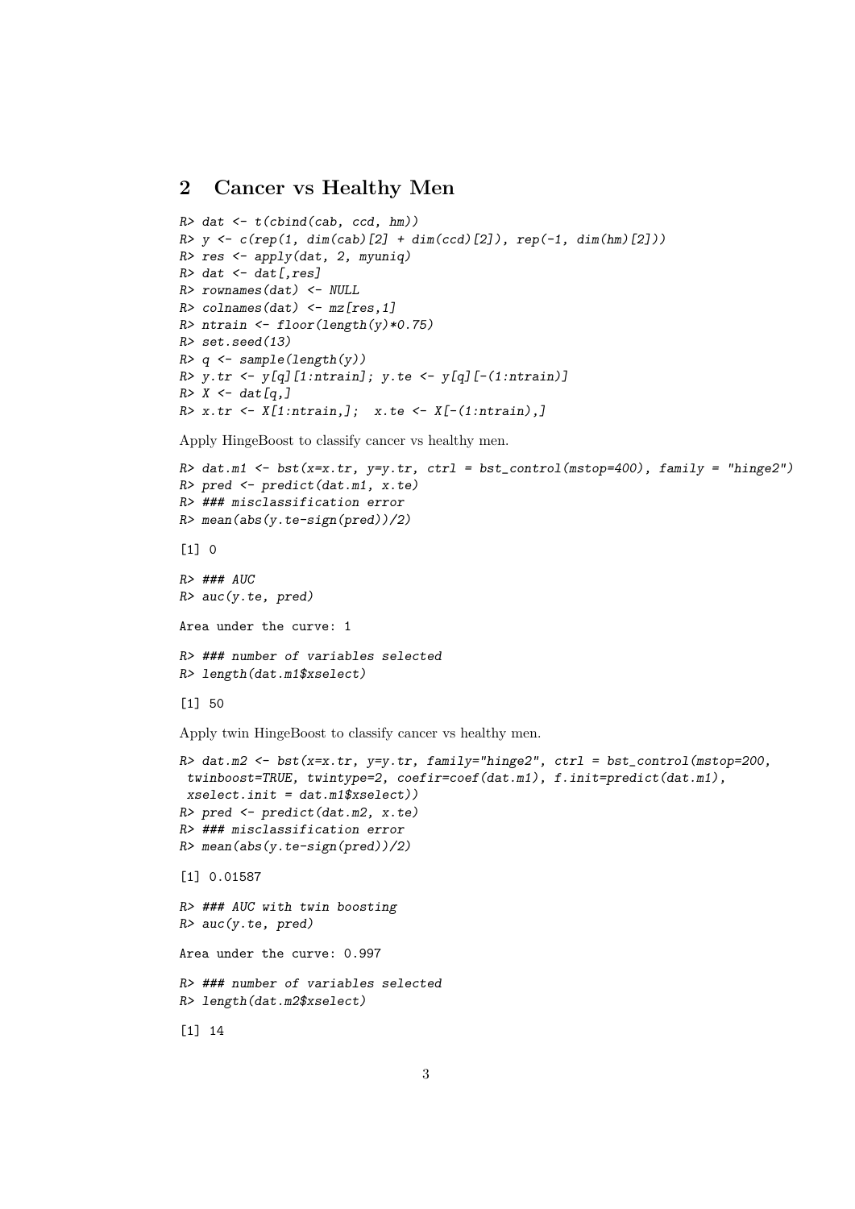## 2 Cancer vs Healthy Men

```
R> dat <- t(cbind(cab, ccd, hm))
R> y <- c(rep(1, dim(cab)[2] + dim(ccd)[2]), rep(-1, dim(hm)[2]))
R> res <- apply(dat, 2, myuniq)
R> dat <- dat[,res]
R> rownames(dat) <- NULL
R> colnames(dat) <- mz[res,1]
R> ntrain <- floor(length(y)*0.75)
R> set.seed(13)
R> q <- sample(length(y))
R> y.tr <- y[q][1:ntrain]; y.te <- y[q][-(1:ntrain)]
R> X <- dat[q,]
R> x.tr <- X[1:ntrain,];  x.te <- X[-(1:ntrain),]
```

Apply HingeBoost to classify cancer vs healthy men.

```
R> dat.m1 <- bst(x=x.tr, y=y.tr, ctrl = bst_control(mstop=400), family = "hinge2")
R> pred <- predict(dat.m1, x.te)
R> ### misclassification error
R> mean(abs(y.te-sign(pred))/2)

[1] 0

R> ### AUC
R> auc(y.te, pred)

Area under the curve: 1

R> ### number of variables selected
R> length(dat.m1$xselect)

[1] 50
```

Apply twin HingeBoost to classify cancer vs healthy men.

```
R> dat.m2 <- bst(x=x.tr, y=y.tr, family="hinge2", ctrl = bst_control(mstop=200,
 twinboost=TRUE, twintype=2, coefir=coef(dat.m1), f.init=predict(dat.m1),
 xselect.init = dat.m1$xselect))
R> pred <- predict(dat.m2, x.te)
R> ### misclassification error
R> mean(abs(y.te-sign(pred))/2)

[1] 0.01587

R> ### AUC with twin boosting
R> auc(y.te, pred)

Area under the curve: 0.997

R> ### number of variables selected
R> length(dat.m2$xselect)

[1] 14
```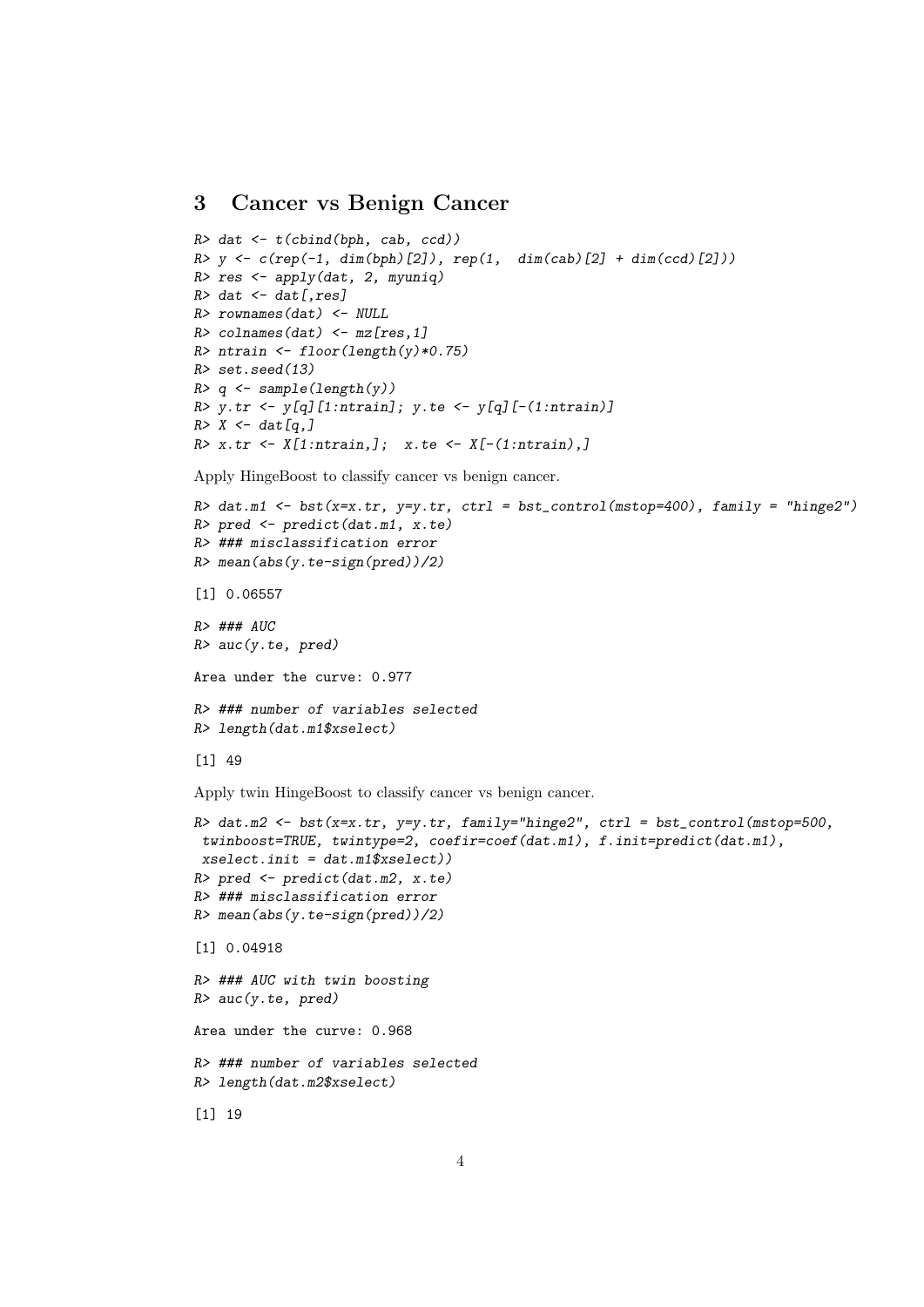## 3 Cancer vs Benign Cancer

```
R> dat <- t(cbind(bph, cab, ccd))
R> y <- c(rep(-1, dim(bph)[2]), rep(1,  dim(cab)[2] + dim(ccd)[2]))
R> res <- apply(dat, 2, myuniq)
R> dat <- dat[,res]
R> rownames(dat) <- NULL
R> colnames(dat) <- mz[res,1]
R> ntrain <- floor(length(y)*0.75)
R> set.seed(13)
R> q <- sample(length(y))
R> y.tr <- y[q][1:ntrain]; y.te <- y[q][-(1:ntrain)]
R> X <- dat[q,]
R> x.tr <- X[1:ntrain,];  x.te <- X[-(1:ntrain),]
```

Apply HingeBoost to classify cancer vs benign cancer.

```
R> dat.m1 <- bst(x=x.tr, y=y.tr, ctrl = bst_control(mstop=400), family = "hinge2")
R> pred <- predict(dat.m1, x.te)
R> ### misclassification error
R> mean(abs(y.te-sign(pred))/2)

[1] 0.06557

R> ### AUC
R> auc(y.te, pred)

Area under the curve: 0.977

R> ### number of variables selected
R> length(dat.m1$xselect)

[1] 49
```

Apply twin HingeBoost to classify cancer vs benign cancer.

```
R> dat.m2 <- bst(x=x.tr, y=y.tr, family="hinge2", ctrl = bst_control(mstop=500,
 twinboost=TRUE, twintype=2, coefir=coef(dat.m1), f.init=predict(dat.m1),
 xselect.init = dat.m1$xselect))
R> pred <- predict(dat.m2, x.te)
R> ### misclassification error
R> mean(abs(y.te-sign(pred))/2)

[1] 0.04918

R> ### AUC with twin boosting
R> auc(y.te, pred)

Area under the curve: 0.968

R> ### number of variables selected
R> length(dat.m2$xselect)

[1] 19
```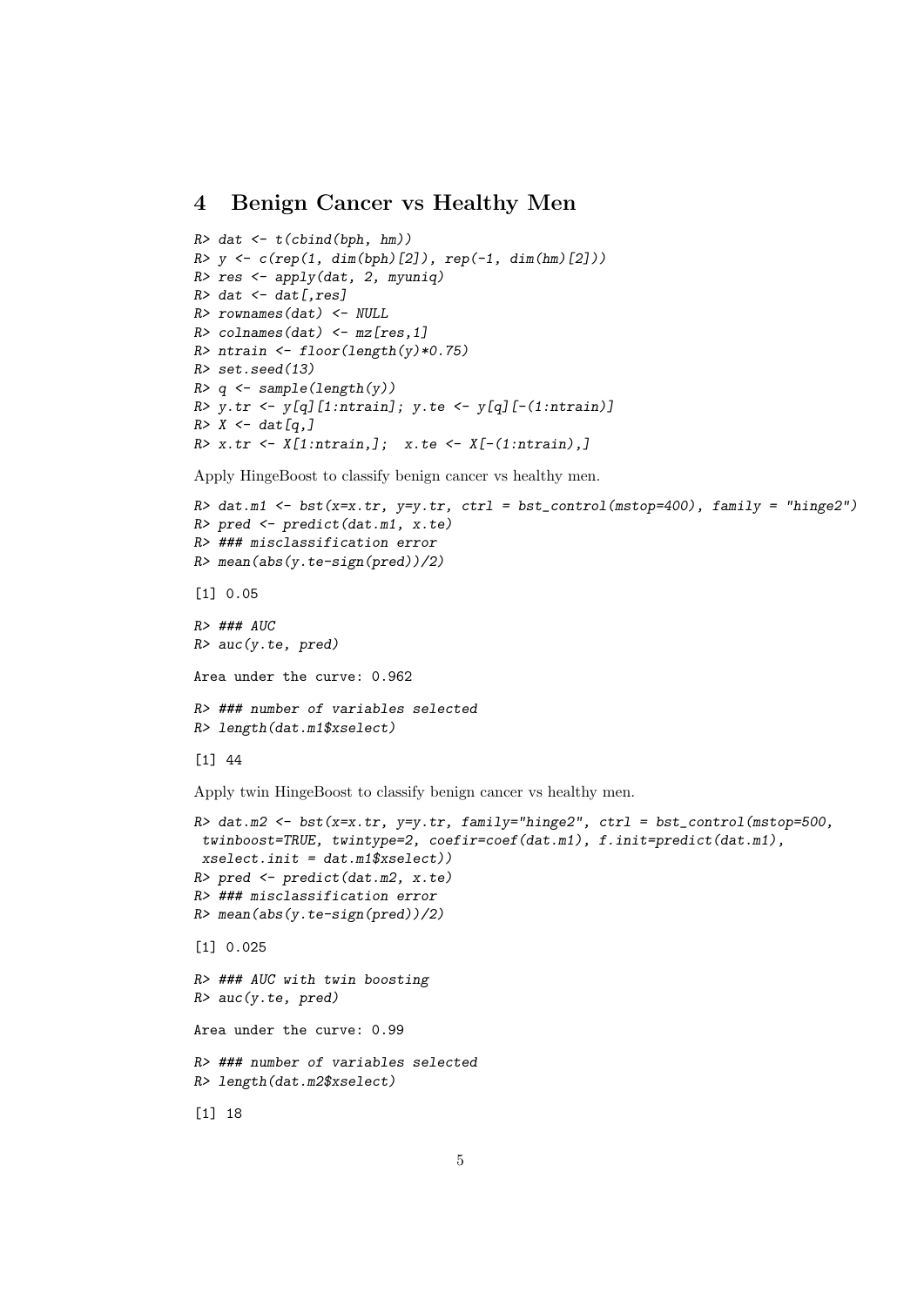## 4 Benign Cancer vs Healthy Men

```
R> dat <- t(cbind(bph, hm))
R> y <- c(rep(1, dim(bph)[2]), rep(-1, dim(hm)[2]))
R> res <- apply(dat, 2, myuniq)
R> dat <- dat[,res]
R> rownames(dat) <- NULL
R> colnames(dat) <- mz[res,1]
R> ntrain <- floor(length(y)*0.75)
R> set.seed(13)
R> q <- sample(length(y))
R> y.tr <- y[q][1:ntrain]; y.te <- y[q][-(1:ntrain)]
R> X <- dat[q,]
R> x.tr <- X[1:ntrain,];  x.te <- X[-(1:ntrain),]
```

Apply HingeBoost to classify benign cancer vs healthy men.

```
R> dat.m1 <- bst(x=x.tr, y=y.tr, ctrl = bst_control(mstop=400), family = "hinge2")
R> pred <- predict(dat.m1, x.te)
R> ### misclassification error
R> mean(abs(y.te-sign(pred))/2)

[1] 0.05

R> ### AUC
R> auc(y.te, pred)

Area under the curve: 0.962

R> ### number of variables selected
R> length(dat.m1$xselect)

[1] 44
```

Apply twin HingeBoost to classify benign cancer vs healthy men.

```
R> dat.m2 <- bst(x=x.tr, y=y.tr, family="hinge2", ctrl = bst_control(mstop=500,
 twinboost=TRUE, twintype=2, coefir=coef(dat.m1), f.init=predict(dat.m1),
 xselect.init = dat.m1$xselect))
R> pred <- predict(dat.m2, x.te)
R> ### misclassification error
R> mean(abs(y.te-sign(pred))/2)

[1] 0.025

R> ### AUC with twin boosting
R> auc(y.te, pred)

Area under the curve: 0.99

R> ### number of variables selected
R> length(dat.m2$xselect)

[1] 18
```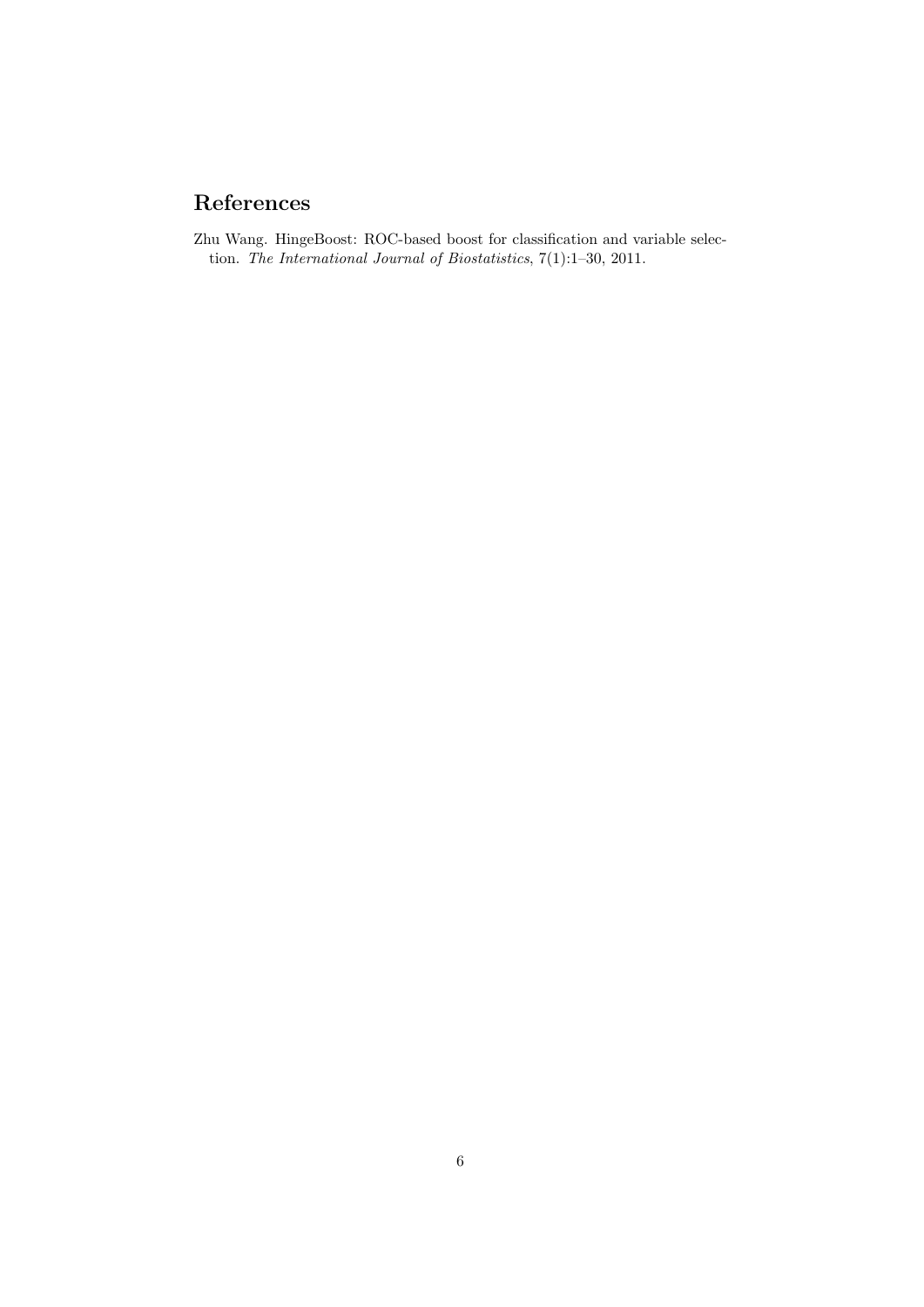# References

Zhu Wang. HingeBoost: ROC-based boost for classification and variable selection. *The International Journal of Biostatistics*, 7(1):1–30, 2011.